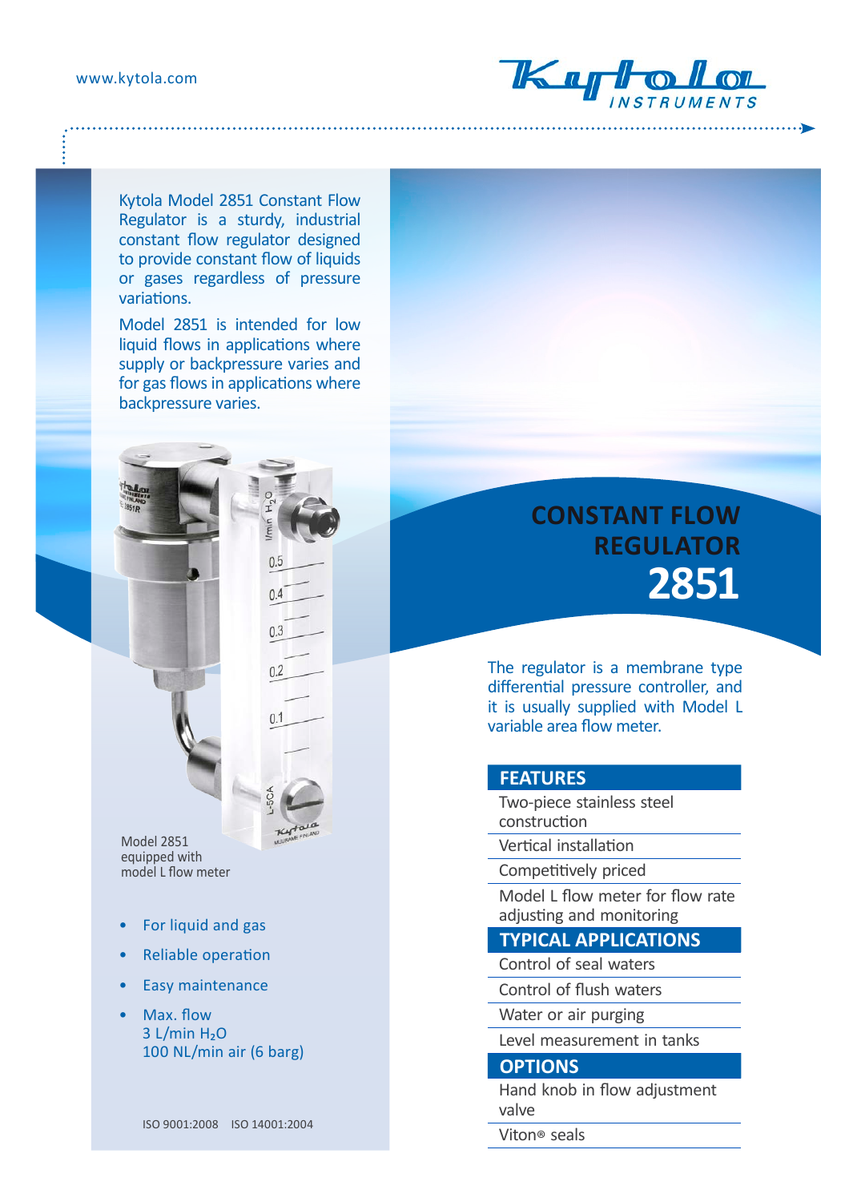www.kytola.com

# CONSTANT FLOW REGULATOR 2851

Kytola Model 2851 Constant Flow Regulator is a sturdy, industrial constant flow regulator designed to provide constant flow of liquids or gases regardless of pressure variations.

Model 2851 is intended for low liquid flows in applications where supply or backpressure varies and for gas flows in applications where backpressure varies.

Model 2851 equipped with model L flow meter

- For liquid and gas
- Reliable operation
- Easy maintenance
- Max. flow
  3 L/min $H_2O$
  100 NL/min air (6 barg)

ISO 9001:2008 ISO 14001:2004

The regulator is a membrane type differential pressure controller, and it is usually supplied with Model L variable area flow meter.

## FEATURES

- Two-piece stainless steel construction
- Vertical installation
- Competitively priced
- Model L flow meter for flow rate adjusting and monitoring

## TYPICAL APPLICATIONS

- Control of seal waters
- Control of flush waters
- Water or air purging
- Level measurement in tanks

## OPTIONS

- Hand knob in flow adjustment valve
- Viton® seals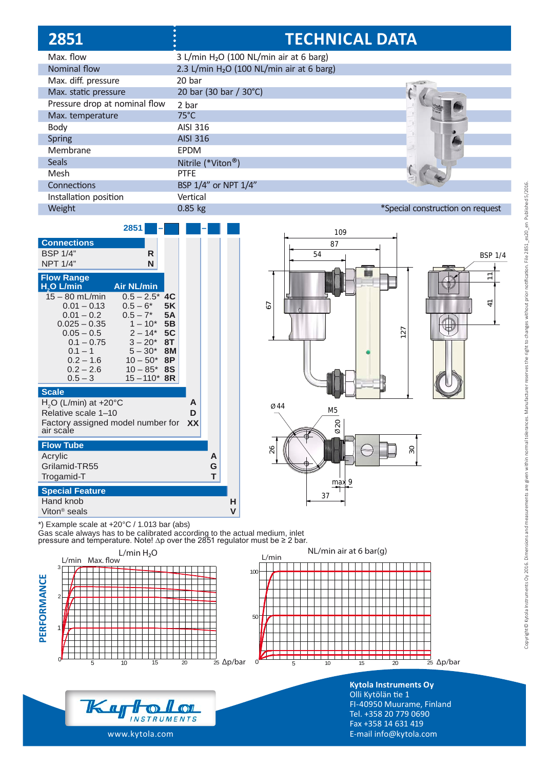# 2851 TECHNICAL DATA

| | |
|---|---|
| Max. flow | 3 L/min $H_2O$ (100 NL/min air at 6 barg) |
| Nominal flow | 2.3 L/min $H_2O$ (100 NL/min air at 6 barg) |
| Max. diff. pressure | 20 bar |
| Max. static pressure | 20 bar (30 bar / 30°C) |
| Pressure drop at nominal flow | 2 bar |
| Max. temperature | 75°C |
| Body | AISI 316 |
| Spring | AISI 316 |
| Membrane | EPDM |
| Seals | Nitrile (*Viton®) |
| Mesh | PTFE |
| Connections | BSP 1/4" or NPT 1/4" |
| Installation position | Vertical |
| Weight | 0.85 kg |

*Special construction on request

**2851 ▢ – ▢ ▢ – ▢ ▢**

### Connections

| | |
|---|---|
| BSP 1/4" | R |
| NPT 1/4" | N |

### Flow Range

| $H_2O$ L/min | Air NL/min | |
|---|---|---|
| 15 – 80 mL/min | 0.5 – 2.5* | 4C |
| 0.01 – 0.13 | 0.5 – 6* | 5K |
| 0.01 – 0.2 | 0.5 – 7* | 5A |
| 0.025 – 0.35 | 1 – 10* | 5B |
| 0.05 – 0.5 | 2 – 14* | 5C |
| 0.1 – 0.75 | 3 – 20* | 8T |
| 0.1 – 1 | 5 – 30* | 8M |
| 0.2 – 1.6 | 10 – 50* | 8P |
| 0.2 – 2.6 | 10 – 85* | 8S |
| 0.5 – 3 | 15 – 110* | 8R |

### Scale

| | |
|---|---|
| $H_2O$ (L/min) at +20°C | A |
| Relative scale 1–10 | D |
| Factory assigned model number for air scale | XX |

### Flow Tube

| | |
|---|---|
| Acrylic | A |
| Grilamid-TR55 | G |
| Trogamid-T | T |

### Special Feature

| | |
|---|---|
| Hand knob | H |
| Viton® seals | V |

*) Example scale at +20°C / 1.013 bar (abs)
Gas scale always has to be calibrated according to the actual medium, inlet pressure and temperature. Note! Δp over the 2851 regulator must be ≥ 2 bar.

109
87
54
BSP 1/4
11
41
67
127
Ø44
M5
Ø20
26
30
max 9
37

## PERFORMANCE

L/min $H_2O$
L/min Max. flow
3
2
1
0
5
10
15
20
25 Δp/bar

NL/min air at 6 bar(g)
L/min
100
50
0
5
10
15
20
25 Δp/bar

**Kytola Instruments Oy**
Olli Kytölän tie 1
FI-40950 Muurame, Finland
Tel. +358 20 779 0690
Fax +358 14 631 419
E-mail info@kytola.com

Kytola INSTRUMENTS
www.kytola.com

Copyright © Kytola Instruments Oy 2016. Dimensions and measurements are given within normal tolerances. Manufacturer reserves the right to changes without prior notification. File 2851_ex20_en Published 5/2016.